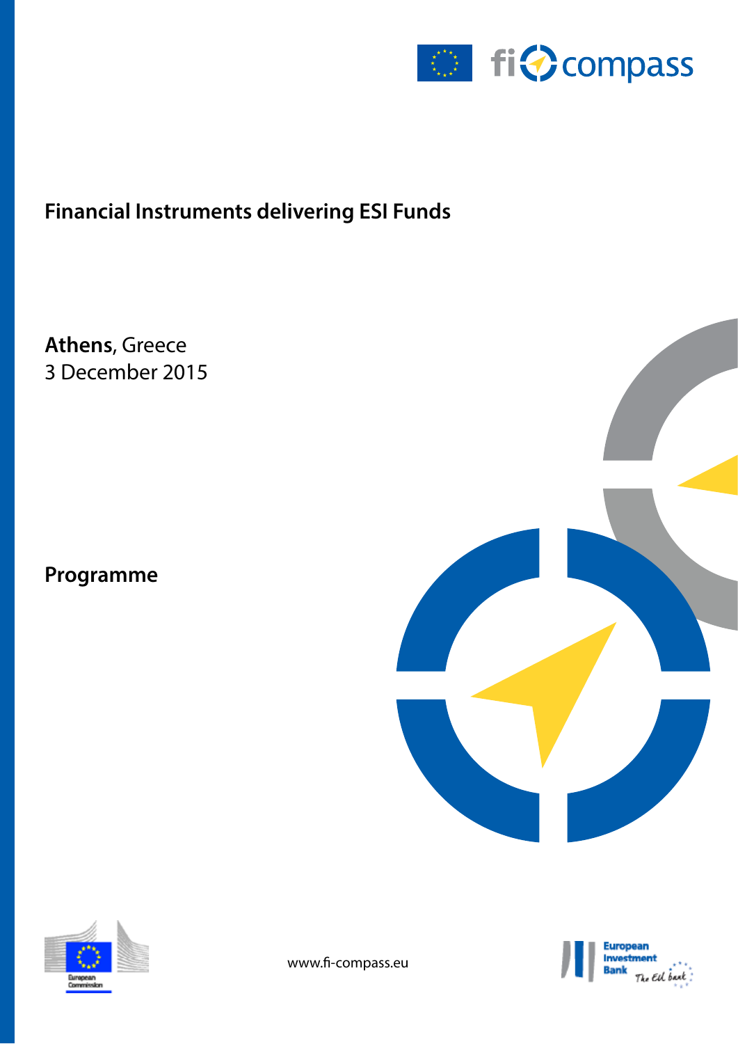# Financial Instruments delivering ESI Funds

**Athens**, Greece
3 December 2015

## Programme

www.fi-compass.eu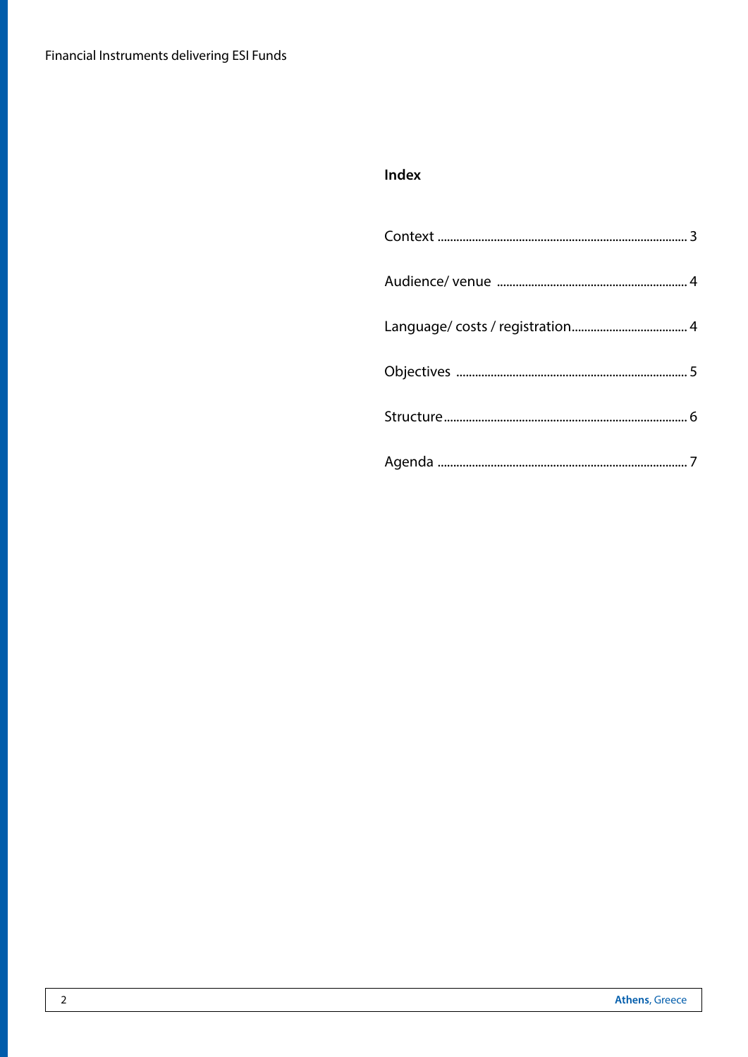## Index

- Context ... 3
- Audience/ venue ... 4
- Language/ costs / registration ... 4
- Objectives ... 5
- Structure ... 6
- Agenda ... 7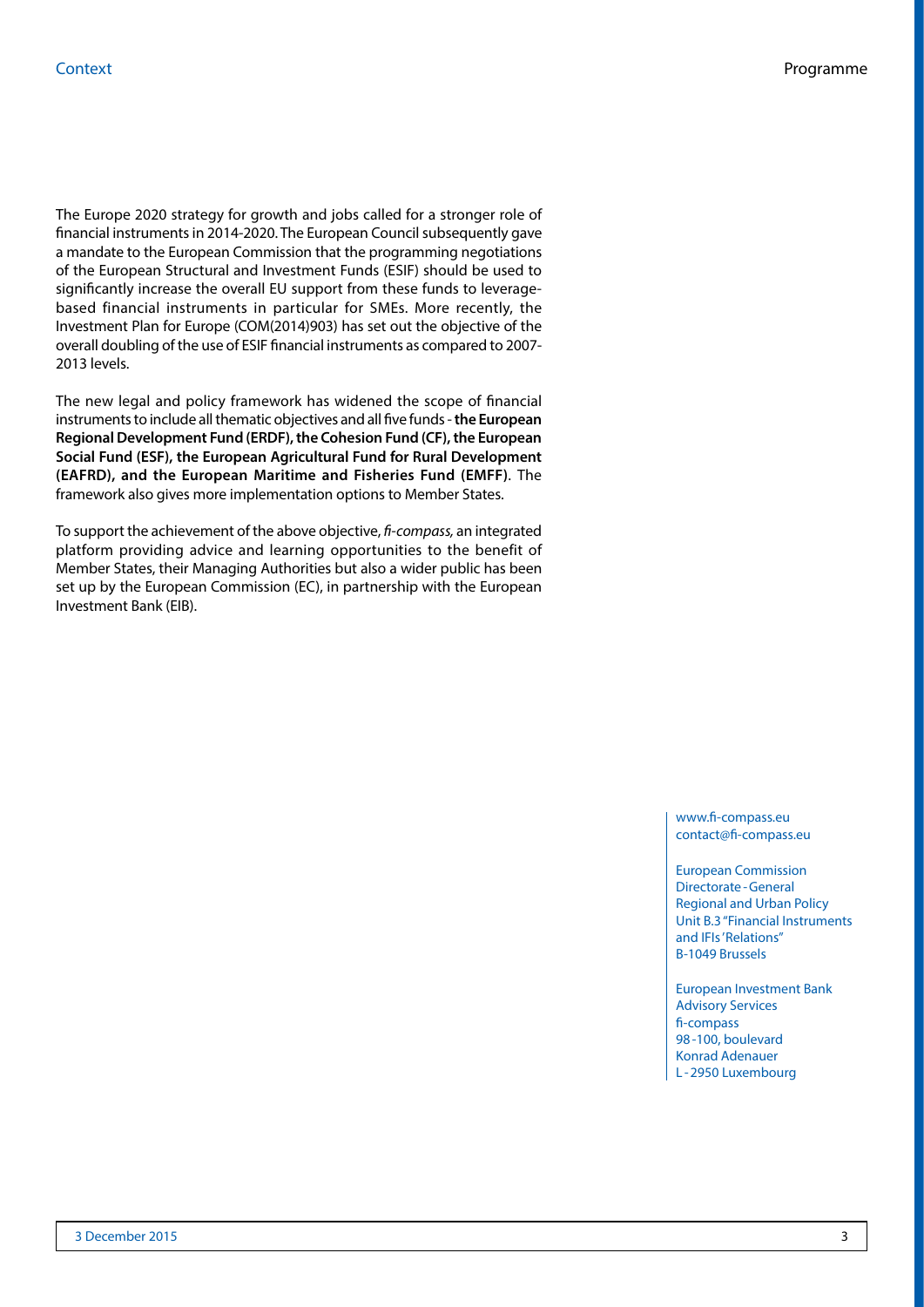The Europe 2020 strategy for growth and jobs called for a stronger role of financial instruments in 2014-2020. The European Council subsequently gave a mandate to the European Commission that the programming negotiations of the European Structural and Investment Funds (ESIF) should be used to significantly increase the overall EU support from these funds to leverage-based financial instruments in particular for SMEs. More recently, the Investment Plan for Europe (COM(2014)903) has set out the objective of the overall doubling of the use of ESIF financial instruments as compared to 2007-2013 levels.

The new legal and policy framework has widened the scope of financial instruments to include all thematic objectives and all five funds - **the European Regional Development Fund (ERDF), the Cohesion Fund (CF), the European Social Fund (ESF), the European Agricultural Fund for Rural Development (EAFRD), and the European Maritime and Fisheries Fund (EMFF)**. The framework also gives more implementation options to Member States.

To support the achievement of the above objective, *fi-compass,* an integrated platform providing advice and learning opportunities to the benefit of Member States, their Managing Authorities but also a wider public has been set up by the European Commission (EC), in partnership with the European Investment Bank (EIB).

www.fi-compass.eu
contact@fi-compass.eu

European Commission
Directorate - General
Regional and Urban Policy
Unit B.3 "Financial Instruments and IFIs' Relations"
B-1049 Brussels

European Investment Bank
Advisory Services
fi-compass
98 - 100, boulevard
Konrad Adenauer
L - 2950 Luxembourg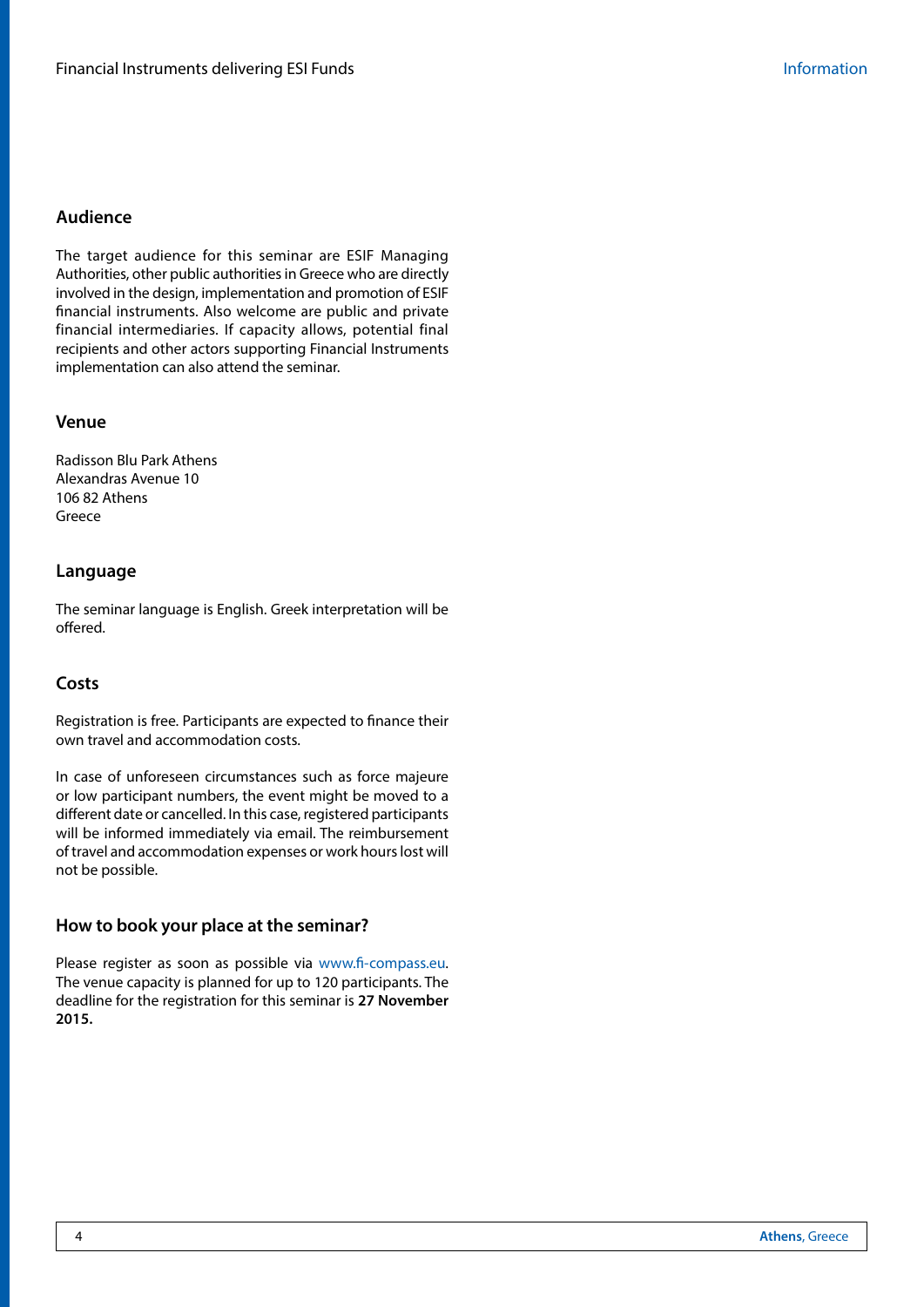## Audience

The target audience for this seminar are ESIF Managing Authorities, other public authorities in Greece who are directly involved in the design, implementation and promotion of ESIF financial instruments. Also welcome are public and private financial intermediaries. If capacity allows, potential final recipients and other actors supporting Financial Instruments implementation can also attend the seminar.

## Venue

Radisson Blu Park Athens
Alexandras Avenue 10
106 82 Athens
Greece

## Language

The seminar language is English. Greek interpretation will be offered.

## Costs

Registration is free. Participants are expected to finance their own travel and accommodation costs.

In case of unforeseen circumstances such as force majeure or low participant numbers, the event might be moved to a different date or cancelled. In this case, registered participants will be informed immediately via email. The reimbursement of travel and accommodation expenses or work hours lost will not be possible.

## How to book your place at the seminar?

Please register as soon as possible via www.fi-compass.eu. The venue capacity is planned for up to 120 participants. The deadline for the registration for this seminar is **27 November 2015.**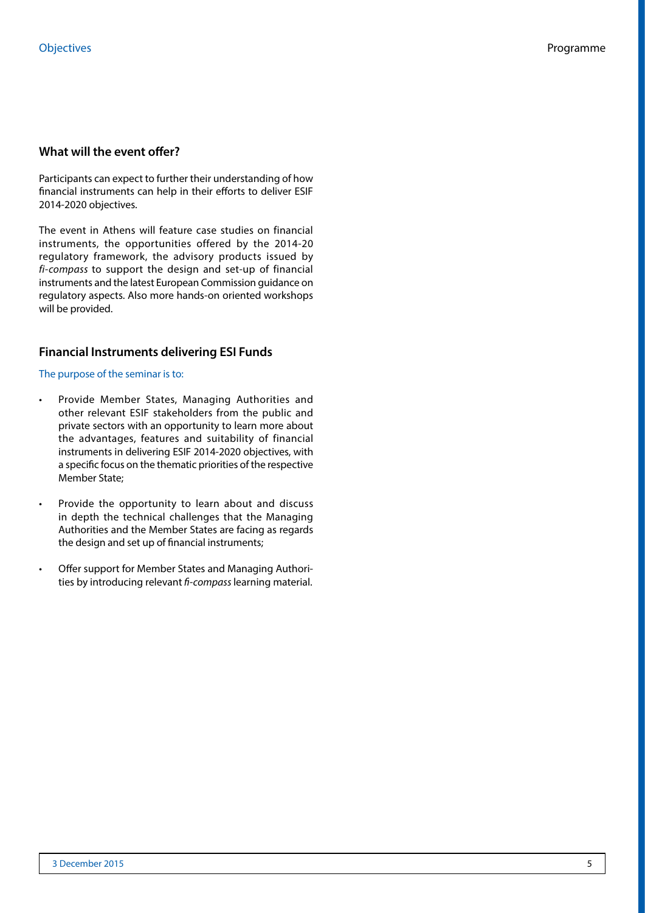## What will the event offer?

Participants can expect to further their understanding of how financial instruments can help in their efforts to deliver ESIF 2014-2020 objectives.

The event in Athens will feature case studies on financial instruments, the opportunities offered by the 2014-20 regulatory framework, the advisory products issued by *fi-compass* to support the design and set-up of financial instruments and the latest European Commission guidance on regulatory aspects. Also more hands-on oriented workshops will be provided.

## Financial Instruments delivering ESI Funds

The purpose of the seminar is to:

- Provide Member States, Managing Authorities and other relevant ESIF stakeholders from the public and private sectors with an opportunity to learn more about the advantages, features and suitability of financial instruments in delivering ESIF 2014-2020 objectives, with a specific focus on the thematic priorities of the respective Member State;
- Provide the opportunity to learn about and discuss in depth the technical challenges that the Managing Authorities and the Member States are facing as regards the design and set up of financial instruments;
- Offer support for Member States and Managing Authorities by introducing relevant *fi-compass* learning material.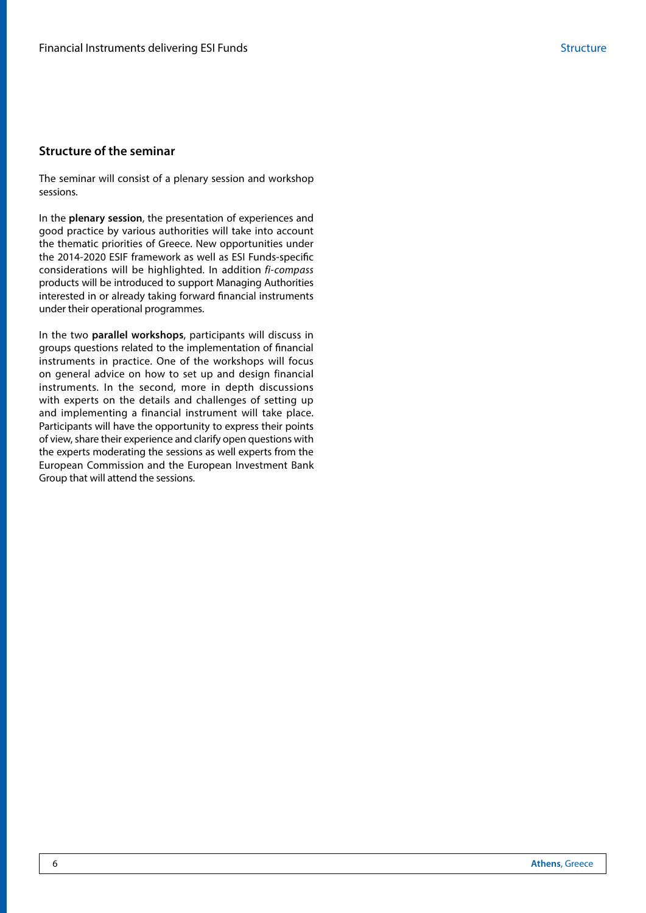## Structure of the seminar

The seminar will consist of a plenary session and workshop sessions.

In the **plenary session**, the presentation of experiences and good practice by various authorities will take into account the thematic priorities of Greece. New opportunities under the 2014-2020 ESIF framework as well as ESI Funds-specific considerations will be highlighted. In addition *fi-compass* products will be introduced to support Managing Authorities interested in or already taking forward financial instruments under their operational programmes.

In the two **parallel workshops**, participants will discuss in groups questions related to the implementation of financial instruments in practice. One of the workshops will focus on general advice on how to set up and design financial instruments. In the second, more in depth discussions with experts on the details and challenges of setting up and implementing a financial instrument will take place. Participants will have the opportunity to express their points of view, share their experience and clarify open questions with the experts moderating the sessions as well experts from the European Commission and the European Investment Bank Group that will attend the sessions.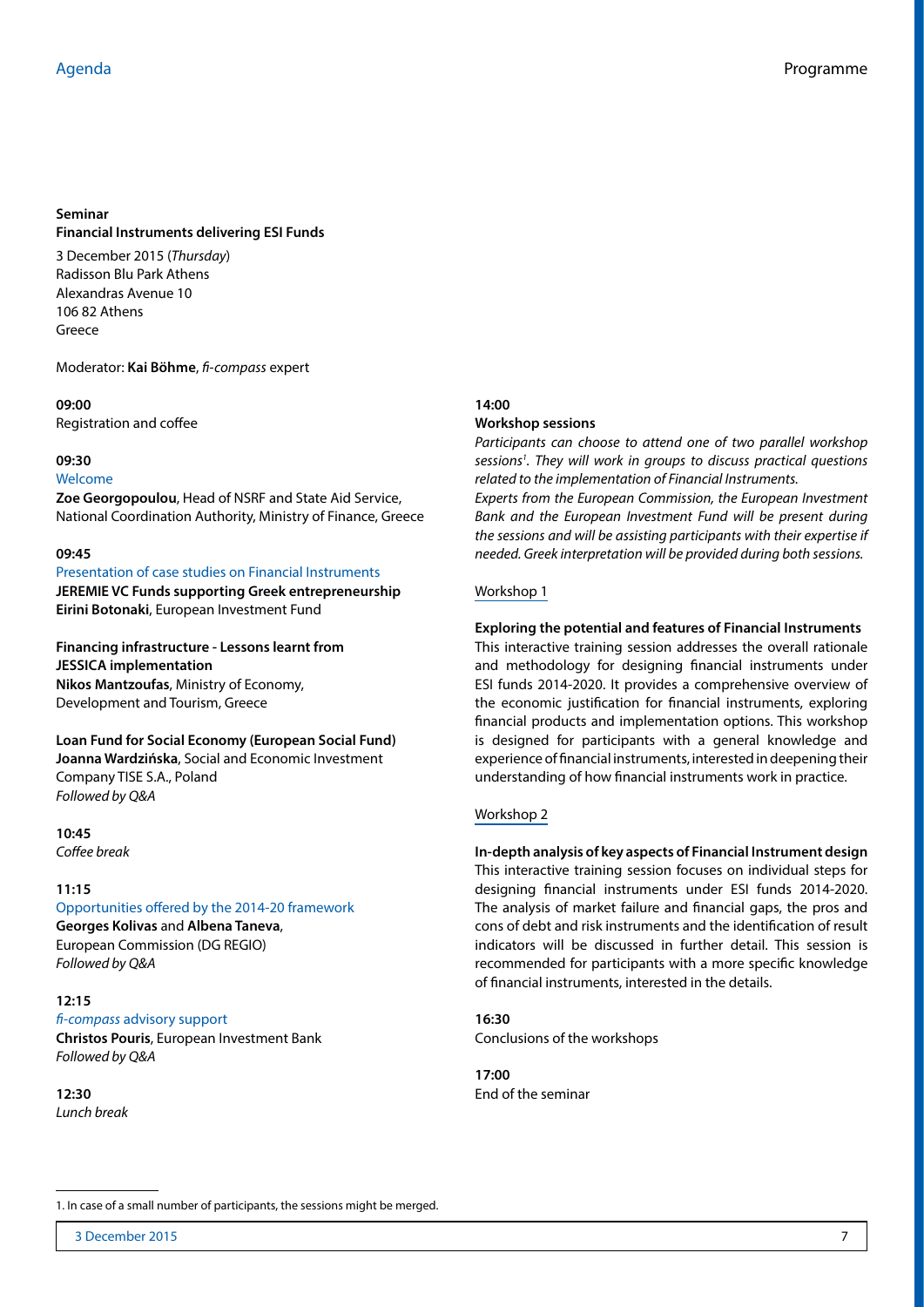**Seminar**
**Financial Instruments delivering ESI Funds**

3 December 2015 (*Thursday*)
Radisson Blu Park Athens
Alexandras Avenue 10
106 82 Athens
Greece

Moderator: **Kai Böhme**, *fi-compass* expert

**09:00**
Registration and coffee

**09:30**
Welcome
**Zoe Georgopoulou**, Head of NSRF and State Aid Service, National Coordination Authority, Ministry of Finance, Greece

**09:45**
Presentation of case studies on Financial Instruments
**JEREMIE VC Funds supporting Greek entrepreneurship**
**Eirini Botonaki**, European Investment Fund

**Financing infrastructure - Lessons learnt from JESSICA implementation**
**Nikos Mantzoufas**, Ministry of Economy, Development and Tourism, Greece

**Loan Fund for Social Economy (European Social Fund)**
**Joanna Wardzińska**, Social and Economic Investment Company TISE S.A., Poland
*Followed by Q&A*

**10:45**
*Coffee break*

**11:15**
Opportunities offered by the 2014-20 framework
**Georges Kolivas** and **Albena Taneva**, European Commission (DG REGIO)
*Followed by Q&A*

**12:15**
*fi-compass* advisory support
**Christos Pouris**, European Investment Bank
*Followed by Q&A*

**12:30**
*Lunch break*

**14:00**
**Workshop sessions**
*Participants can choose to attend one of two parallel workshop sessions[1]. They will work in groups to discuss practical questions related to the implementation of Financial Instruments.*
*Experts from the European Commission, the European Investment Bank and the European Investment Fund will be present during the sessions and will be assisting participants with their expertise if needed. Greek interpretation will be provided during both sessions.*

Workshop 1

**Exploring the potential and features of Financial Instruments**
This interactive training session addresses the overall rationale and methodology for designing financial instruments under ESI funds 2014-2020. It provides a comprehensive overview of the economic justification for financial instruments, exploring financial products and implementation options. This workshop is designed for participants with a general knowledge and experience of financial instruments, interested in deepening their understanding of how financial instruments work in practice.

Workshop 2

**In-depth analysis of key aspects of Financial Instrument design**
This interactive training session focuses on individual steps for designing financial instruments under ESI funds 2014-2020. The analysis of market failure and financial gaps, the pros and cons of debt and risk instruments and the identification of result indicators will be discussed in further detail. This session is recommended for participants with a more specific knowledge of financial instruments, interested in the details.

**16:30**
Conclusions of the workshops

**17:00**
End of the seminar

---

1. In case of a small number of participants, the sessions might be merged.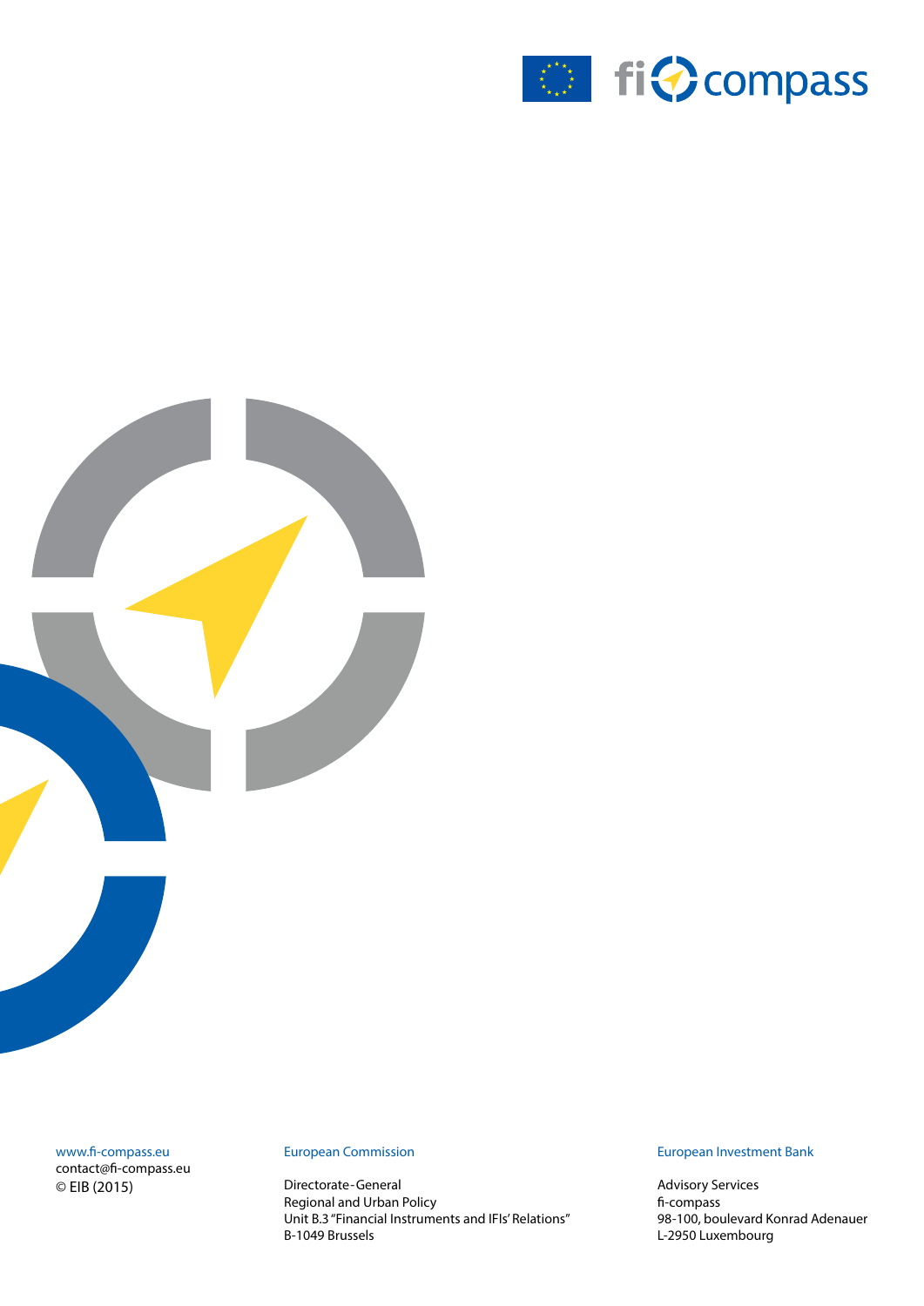www.fi-compass.eu
contact@fi-compass.eu
© EIB (2015)

European Commission

Directorate-General
Regional and Urban Policy
Unit B.3 "Financial Instruments and IFIs' Relations"
B-1049 Brussels

European Investment Bank

Advisory Services
fi-compass
98-100, boulevard Konrad Adenauer
L-2950 Luxembourg